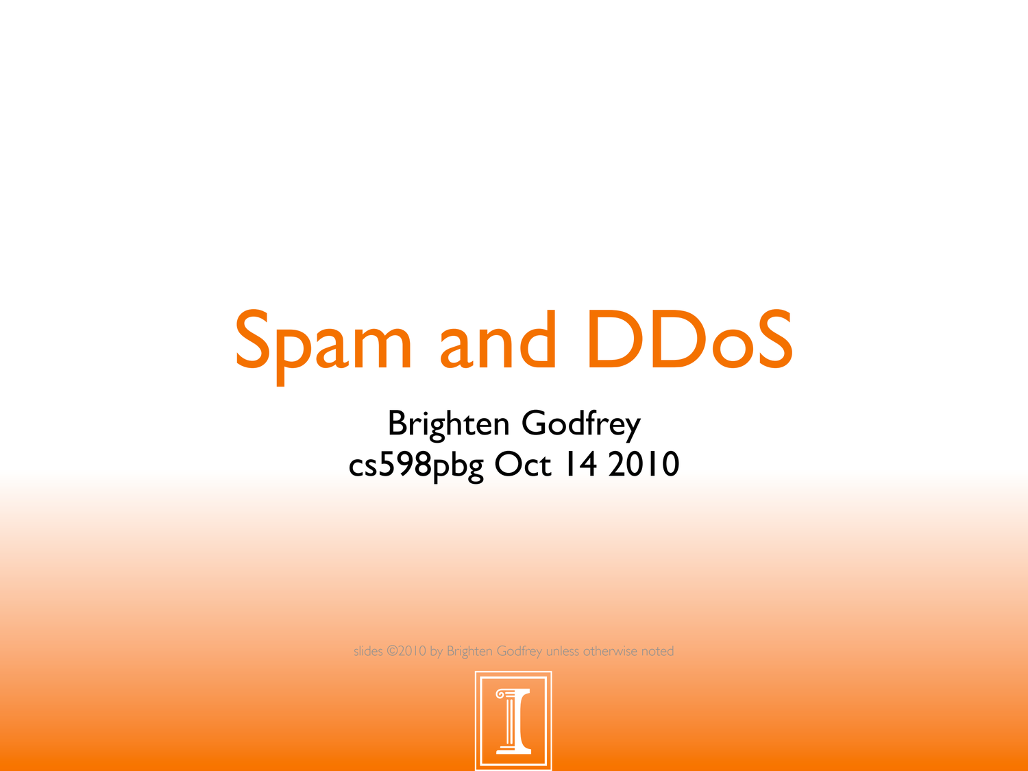# Spam and DDoS

Brighten Godfrey
cs598pbg Oct 14 2010

slides ©2010 by Brighten Godfrey unless otherwise noted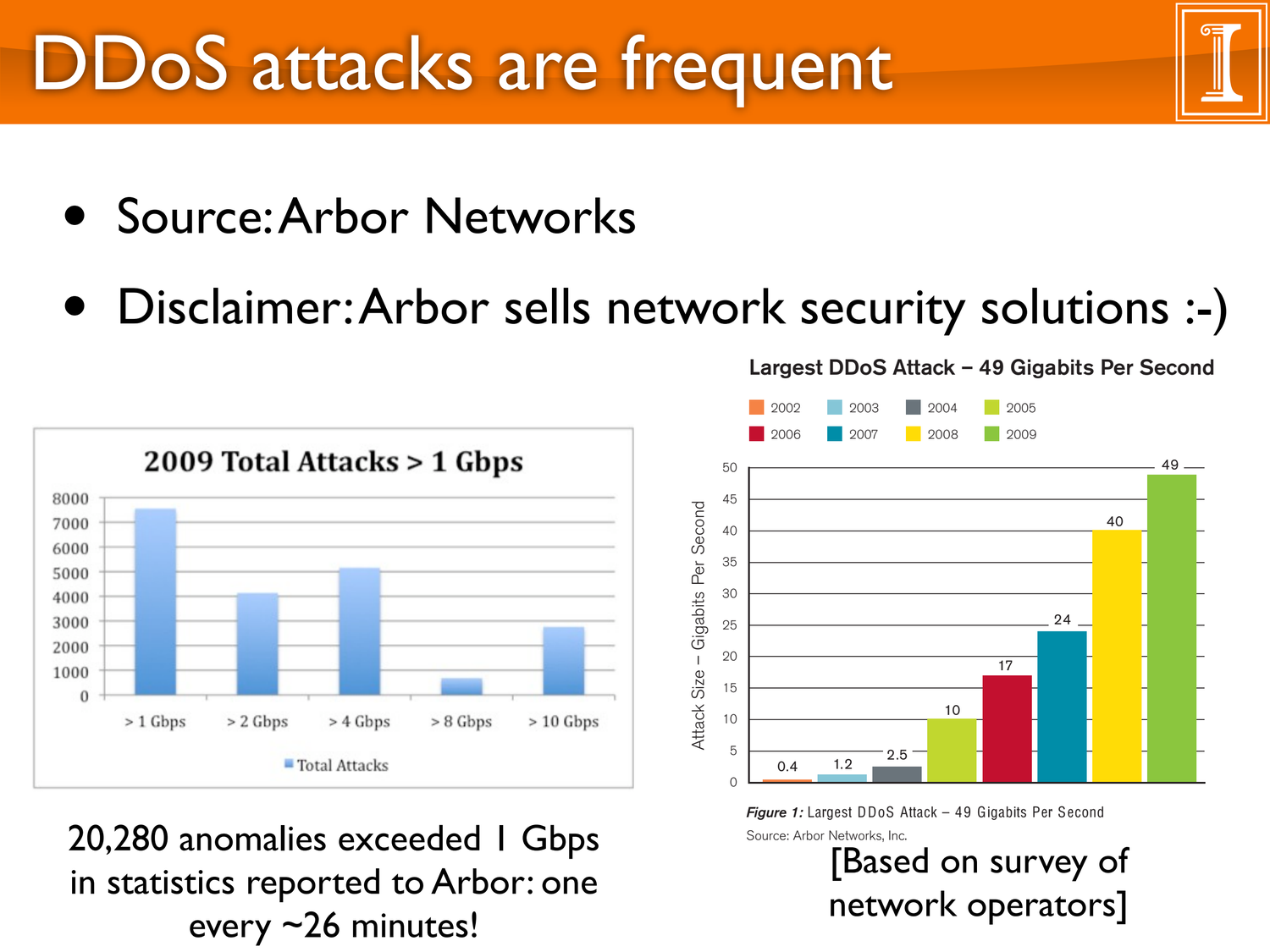# DDoS attacks are frequent

- Source: Arbor Networks
- Disclaimer: Arbor sells network security solutions :-)

**2009 Total Attacks > 1 Gbps**

20,280 anomalies exceeded 1 Gbps in statistics reported to Arbor: one every ~26 minutes!

**Largest DDoS Attack – 49 Gigabits Per Second**

*Figure 1:* Largest DDoS Attack – 49 Gigabits Per Second

Source: Arbor Networks, Inc.

[Based on survey of network operators]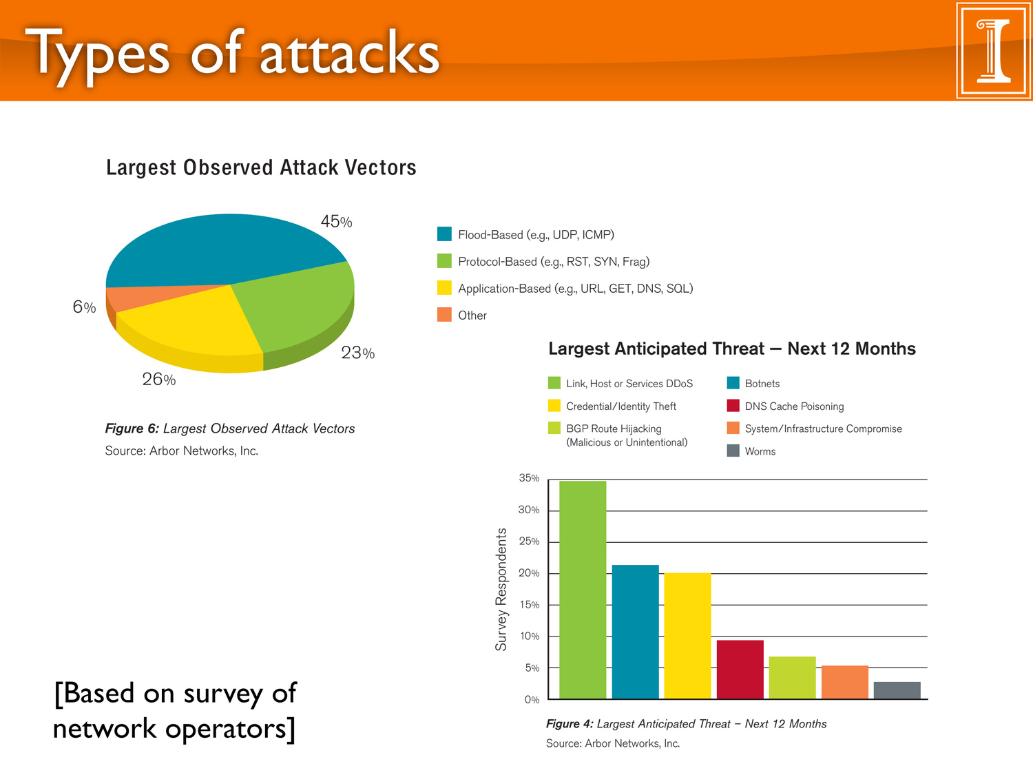# Types of attacks

## Largest Observed Attack Vectors

45%

23%

26%

6%

Flood-Based (e.g., UDP, ICMP)

Protocol-Based (e.g., RST, SYN, Frag)

Application-Based (e.g., URL, GET, DNS, SQL)

Other

***Figure 6:*** *Largest Observed Attack Vectors*

Source: Arbor Networks, Inc.

## Largest Anticipated Threat — Next 12 Months

Link, Host or Services DDoS

Credential/Identity Theft

BGP Route Hijacking (Malicious or Unintentional)

Botnets

DNS Cache Poisoning

System/Infrastructure Compromise

Worms

Survey Respondents

35%

30%

25%

20%

15%

10%

5%

0%

***Figure 4:*** *Largest Anticipated Threat – Next 12 Months*

Source: Arbor Networks, Inc.

[Based on survey of network operators]